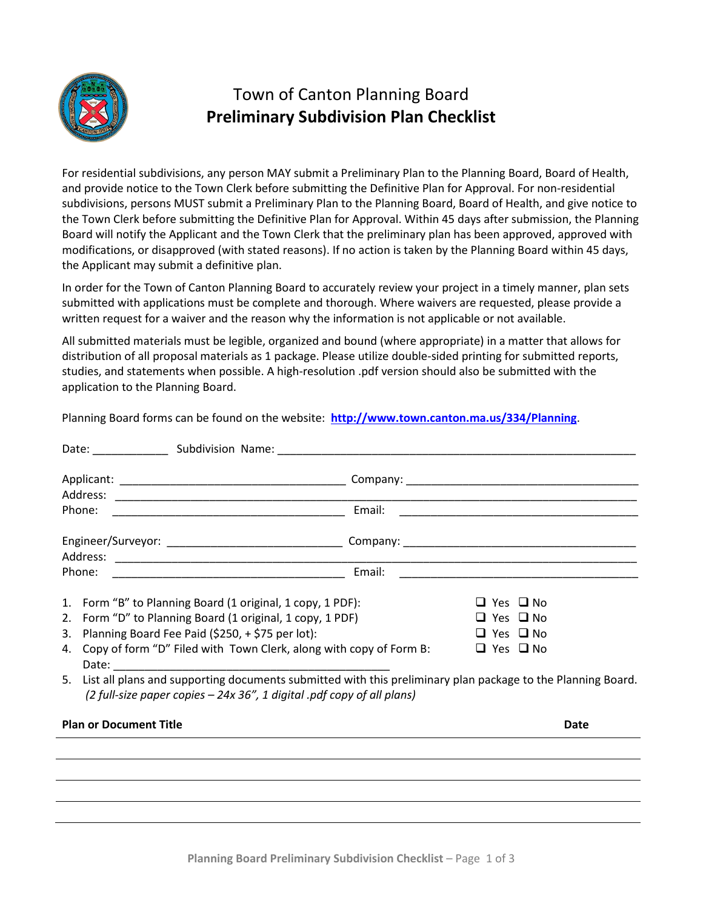# Town of Canton Planning Board
## Preliminary Subdivision Plan Checklist

For residential subdivisions, any person MAY submit a Preliminary Plan to the Planning Board, Board of Health, and provide notice to the Town Clerk before submitting the Definitive Plan for Approval. For non-residential subdivisions, persons MUST submit a Preliminary Plan to the Planning Board, Board of Health, and give notice to the Town Clerk before submitting the Definitive Plan for Approval. Within 45 days after submission, the Planning Board will notify the Applicant and the Town Clerk that the preliminary plan has been approved, approved with modifications, or disapproved (with stated reasons). If no action is taken by the Planning Board within 45 days, the Applicant may submit a definitive plan.

In order for the Town of Canton Planning Board to accurately review your project in a timely manner, plan sets submitted with applications must be complete and thorough. Where waivers are requested, please provide a written request for a waiver and the reason why the information is not applicable or not available.

All submitted materials must be legible, organized and bound (where appropriate) in a matter that allows for distribution of all proposal materials as 1 package. Please utilize double-sided printing for submitted reports, studies, and statements when possible. A high-resolution .pdf version should also be submitted with the application to the Planning Board.

Planning Board forms can be found on the website: **http://www.town.canton.ma.us/334/Planning**.

Date: ____________ Subdivision Name: ____________________________________________________________

Applicant: ____________________________________ Company: ______________________________________
Address: __________________________________________________________________________________
Phone: ______________________________________ Email: ________________________________________

Engineer/Surveyor: ____________________________ Company: ______________________________________
Address: __________________________________________________________________________________
Phone: ______________________________________ Email: ________________________________________

1. Form "B" to Planning Board (1 original, 1 copy, 1 PDF): ☐ Yes ☐ No
2. Form "D" to Planning Board (1 original, 1 copy, 1 PDF) ☐ Yes ☐ No
3. Planning Board Fee Paid ($250, + $75 per lot): ☐ Yes ☐ No
4. Copy of form "D" Filed with Town Clerk, along with copy of Form B: ☐ Yes ☐ No
   Date: ______________________________________________
5. List all plans and supporting documents submitted with this preliminary plan package to the Planning Board.
   *(2 full-size paper copies – 24x 36", 1 digital .pdf copy of all plans)*

| Plan or Document Title | Date |
|---|---|
| | |
| | |
| | |
| | |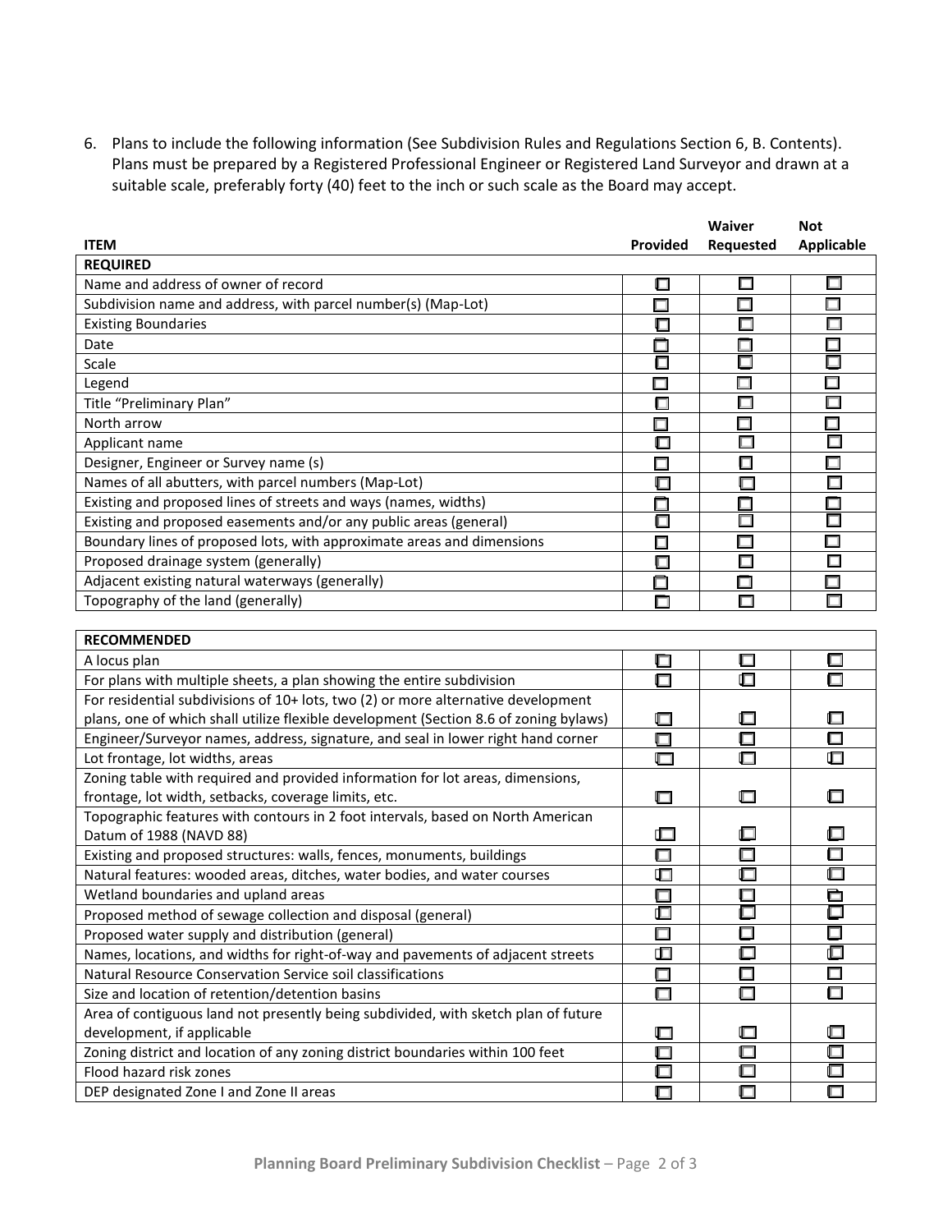6. Plans to include the following information (See Subdivision Rules and Regulations Section 6, B. Contents). Plans must be prepared by a Registered Professional Engineer or Registered Land Surveyor and drawn at a suitable scale, preferably forty (40) feet to the inch or such scale as the Board may accept.

| ITEM | Provided | Waiver Requested | Not Applicable |
|---|---|---|---|
| **REQUIRED** | | | |
| Name and address of owner of record | ☐ | ☐ | ☐ |
| Subdivision name and address, with parcel number(s) (Map-Lot) | ☐ | ☐ | ☐ |
| Existing Boundaries | ☐ | ☐ | ☐ |
| Date | ☐ | ☐ | ☐ |
| Scale | ☐ | ☐ | ☐ |
| Legend | ☐ | ☐ | ☐ |
| Title "Preliminary Plan" | ☐ | ☐ | ☐ |
| North arrow | ☐ | ☐ | ☐ |
| Applicant name | ☐ | ☐ | ☐ |
| Designer, Engineer or Survey name (s) | ☐ | ☐ | ☐ |
| Names of all abutters, with parcel numbers (Map-Lot) | ☐ | ☐ | ☐ |
| Existing and proposed lines of streets and ways (names, widths) | ☐ | ☐ | ☐ |
| Existing and proposed easements and/or any public areas (general) | ☐ | ☐ | ☐ |
| Boundary lines of proposed lots, with approximate areas and dimensions | ☐ | ☐ | ☐ |
| Proposed drainage system (generally) | ☐ | ☐ | ☐ |
| Adjacent existing natural waterways (generally) | ☐ | ☐ | ☐ |
| Topography of the land (generally) | ☐ | ☐ | ☐ |

| RECOMMENDED | | | |
|---|---|---|---|
| A locus plan | ☐ | ☐ | ☐ |
| For plans with multiple sheets, a plan showing the entire subdivision | ☐ | ☐ | ☐ |
| For residential subdivisions of 10+ lots, two (2) or more alternative development plans, one of which shall utilize flexible development (Section 8.6 of zoning bylaws) | ☐ | ☐ | ☐ |
| Engineer/Surveyor names, address, signature, and seal in lower right hand corner | ☐ | ☐ | ☐ |
| Lot frontage, lot widths, areas | ☐ | ☐ | ☐ |
| Zoning table with required and provided information for lot areas, dimensions, frontage, lot width, setbacks, coverage limits, etc. | ☐ | ☐ | ☐ |
| Topographic features with contours in 2 foot intervals, based on North American Datum of 1988 (NAVD 88) | ☐ | ☐ | ☐ |
| Existing and proposed structures: walls, fences, monuments, buildings | ☐ | ☐ | ☐ |
| Natural features: wooded areas, ditches, water bodies, and water courses | ☐ | ☐ | ☐ |
| Wetland boundaries and upland areas | ☐ | ☐ | ☐ |
| Proposed method of sewage collection and disposal (general) | ☐ | ☐ | ☐ |
| Proposed water supply and distribution (general) | ☐ | ☐ | ☐ |
| Names, locations, and widths for right-of-way and pavements of adjacent streets | ☐ | ☐ | ☐ |
| Natural Resource Conservation Service soil classifications | ☐ | ☐ | ☐ |
| Size and location of retention/detention basins | ☐ | ☐ | ☐ |
| Area of contiguous land not presently being subdivided, with sketch plan of future development, if applicable | ☐ | ☐ | ☐ |
| Zoning district and location of any zoning district boundaries within 100 feet | ☐ | ☐ | ☐ |
| Flood hazard risk zones | ☐ | ☐ | ☐ |
| DEP designated Zone I and Zone II areas | ☐ | ☐ | ☐ |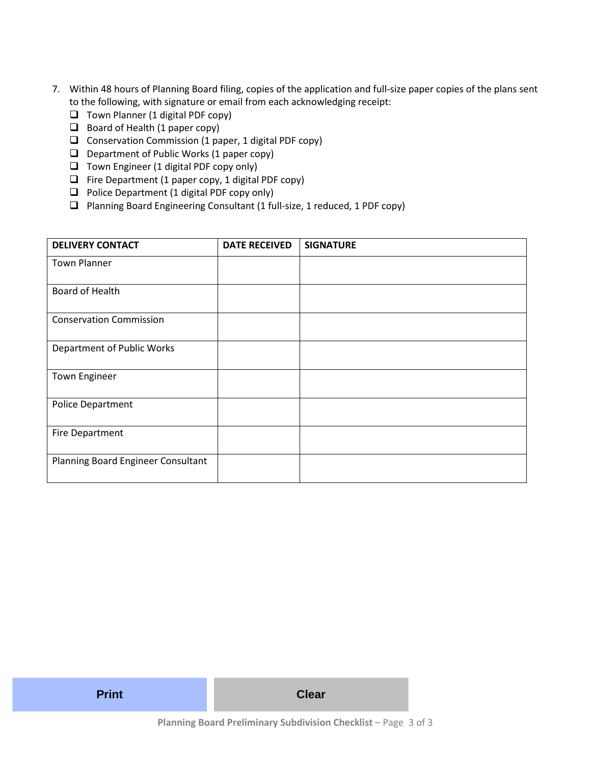7. Within 48 hours of Planning Board filing, copies of the application and full-size paper copies of the plans sent to the following, with signature or email from each acknowledging receipt:
   - ❑ Town Planner (1 digital PDF copy)
   - ❑ Board of Health (1 paper copy)
   - ❑ Conservation Commission (1 paper, 1 digital PDF copy)
   - ❑ Department of Public Works (1 paper copy)
   - ❑ Town Engineer (1 digital PDF copy only)
   - ❑ Fire Department (1 paper copy, 1 digital PDF copy)
   - ❑ Police Department (1 digital PDF copy only)
   - ❑ Planning Board Engineering Consultant (1 full-size, 1 reduced, 1 PDF copy)

| DELIVERY CONTACT | DATE RECEIVED | SIGNATURE |
|---|---|---|
| Town Planner | | |
| Board of Health | | |
| Conservation Commission | | |
| Department of Public Works | | |
| Town Engineer | | |
| Police Department | | |
| Fire Department | | |
| Planning Board Engineer Consultant | | |

Print

Clear